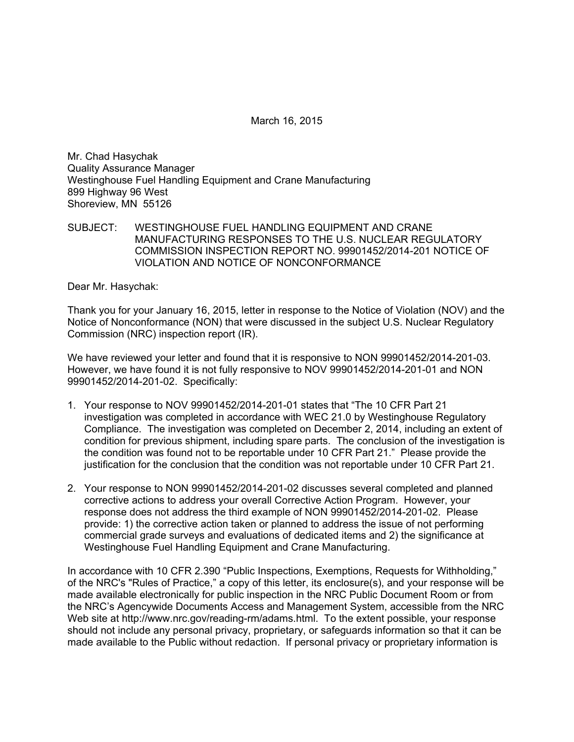March 16, 2015

Mr. Chad Hasychak
Quality Assurance Manager
Westinghouse Fuel Handling Equipment and Crane Manufacturing
899 Highway 96 West
Shoreview, MN 55126

SUBJECT: WESTINGHOUSE FUEL HANDLING EQUIPMENT AND CRANE MANUFACTURING RESPONSES TO THE U.S. NUCLEAR REGULATORY COMMISSION INSPECTION REPORT NO. 99901452/2014-201 NOTICE OF VIOLATION AND NOTICE OF NONCONFORMANCE

Dear Mr. Hasychak:

Thank you for your January 16, 2015, letter in response to the Notice of Violation (NOV) and the Notice of Nonconformance (NON) that were discussed in the subject U.S. Nuclear Regulatory Commission (NRC) inspection report (IR).

We have reviewed your letter and found that it is responsive to NON 99901452/2014-201-03. However, we have found it is not fully responsive to NOV 99901452/2014-201-01 and NON 99901452/2014-201-02. Specifically:

1. Your response to NOV 99901452/2014-201-01 states that "The 10 CFR Part 21 investigation was completed in accordance with WEC 21.0 by Westinghouse Regulatory Compliance. The investigation was completed on December 2, 2014, including an extent of condition for previous shipment, including spare parts. The conclusion of the investigation is the condition was found not to be reportable under 10 CFR Part 21." Please provide the justification for the conclusion that the condition was not reportable under 10 CFR Part 21.

2. Your response to NON 99901452/2014-201-02 discusses several completed and planned corrective actions to address your overall Corrective Action Program. However, your response does not address the third example of NON 99901452/2014-201-02. Please provide: 1) the corrective action taken or planned to address the issue of not performing commercial grade surveys and evaluations of dedicated items and 2) the significance at Westinghouse Fuel Handling Equipment and Crane Manufacturing.

In accordance with 10 CFR 2.390 "Public Inspections, Exemptions, Requests for Withholding," of the NRC's "Rules of Practice," a copy of this letter, its enclosure(s), and your response will be made available electronically for public inspection in the NRC Public Document Room or from the NRC's Agencywide Documents Access and Management System, accessible from the NRC Web site at http://www.nrc.gov/reading-rm/adams.html. To the extent possible, your response should not include any personal privacy, proprietary, or safeguards information so that it can be made available to the Public without redaction. If personal privacy or proprietary information is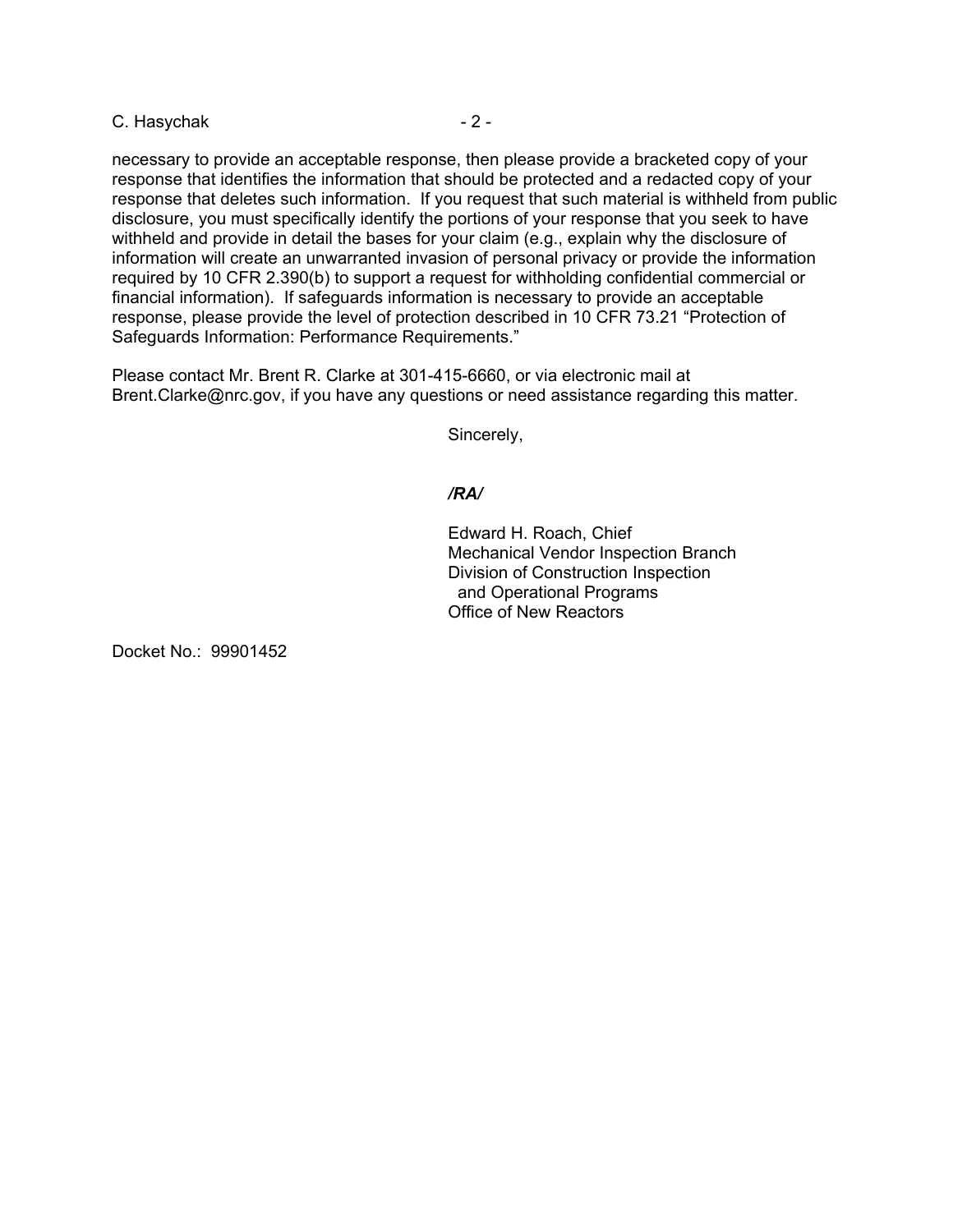necessary to provide an acceptable response, then please provide a bracketed copy of your response that identifies the information that should be protected and a redacted copy of your response that deletes such information. If you request that such material is withheld from public disclosure, you must specifically identify the portions of your response that you seek to have withheld and provide in detail the bases for your claim (e.g., explain why the disclosure of information will create an unwarranted invasion of personal privacy or provide the information required by 10 CFR 2.390(b) to support a request for withholding confidential commercial or financial information). If safeguards information is necessary to provide an acceptable response, please provide the level of protection described in 10 CFR 73.21 "Protection of Safeguards Information: Performance Requirements."

Please contact Mr. Brent R. Clarke at 301-415-6660, or via electronic mail at Brent.Clarke@nrc.gov, if you have any questions or need assistance regarding this matter.

Sincerely,

*/RA/*

Edward H. Roach, Chief
Mechanical Vendor Inspection Branch
Division of Construction Inspection
and Operational Programs
Office of New Reactors

Docket No.: 99901452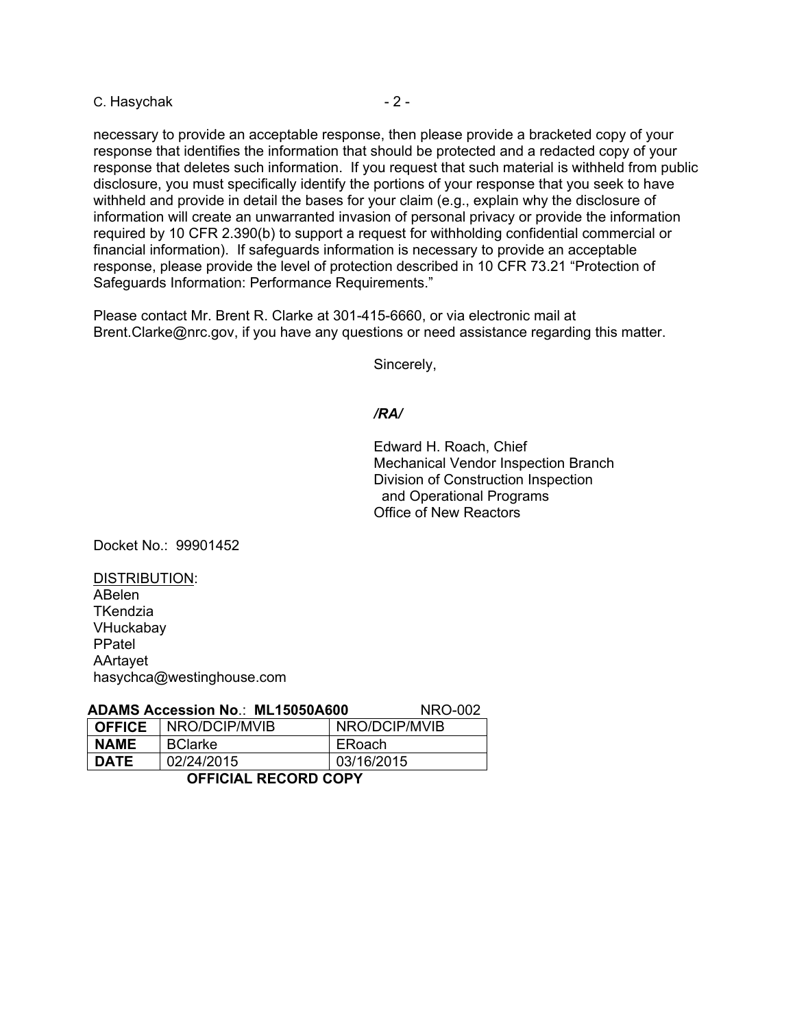necessary to provide an acceptable response, then please provide a bracketed copy of your response that identifies the information that should be protected and a redacted copy of your response that deletes such information. If you request that such material is withheld from public disclosure, you must specifically identify the portions of your response that you seek to have withheld and provide in detail the bases for your claim (e.g., explain why the disclosure of information will create an unwarranted invasion of personal privacy or provide the information required by 10 CFR 2.390(b) to support a request for withholding confidential commercial or financial information). If safeguards information is necessary to provide an acceptable response, please provide the level of protection described in 10 CFR 73.21 "Protection of Safeguards Information: Performance Requirements."

Please contact Mr. Brent R. Clarke at 301-415-6660, or via electronic mail at Brent.Clarke@nrc.gov, if you have any questions or need assistance regarding this matter.

Sincerely,

*/RA/*

Edward H. Roach, Chief
Mechanical Vendor Inspection Branch
Division of Construction Inspection
and Operational Programs
Office of New Reactors

Docket No.: 99901452

DISTRIBUTION:
ABelen
TKendzia
VHuckabay
PPatel
AArtayet
hasychca@westinghouse.com

**ADAMS Accession No.: ML15050A600** NRO-002

| | | |
|---|---|---|
| **OFFICE** | NRO/DCIP/MVIB | NRO/DCIP/MVIB |
| **NAME** | BClarke | ERoach |
| **DATE** | 02/24/2015 | 03/16/2015 |

**OFFICIAL RECORD COPY**